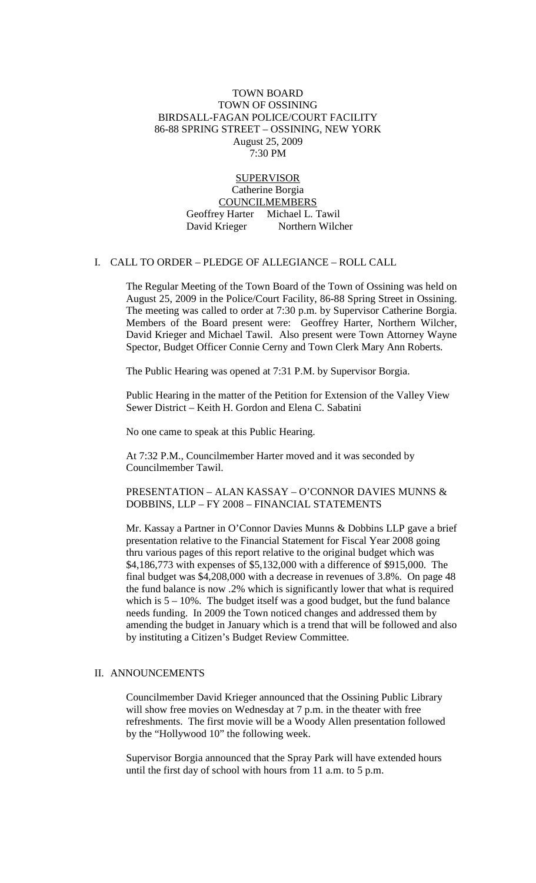TOWN BOARD
TOWN OF OSSINING
BIRDSALL-FAGAN POLICE/COURT FACILITY
86-88 SPRING STREET – OSSINING, NEW YORK
August 25, 2009
7:30 PM

SUPERVISOR
Catherine Borgia
COUNCILMEMBERS
Geoffrey Harter Michael L. Tawil
David Krieger Northern Wilcher

## I. CALL TO ORDER – PLEDGE OF ALLEGIANCE – ROLL CALL

The Regular Meeting of the Town Board of the Town of Ossining was held on August 25, 2009 in the Police/Court Facility, 86-88 Spring Street in Ossining. The meeting was called to order at 7:30 p.m. by Supervisor Catherine Borgia. Members of the Board present were: Geoffrey Harter, Northern Wilcher, David Krieger and Michael Tawil. Also present were Town Attorney Wayne Spector, Budget Officer Connie Cerny and Town Clerk Mary Ann Roberts.

The Public Hearing was opened at 7:31 P.M. by Supervisor Borgia.

Public Hearing in the matter of the Petition for Extension of the Valley View Sewer District – Keith H. Gordon and Elena C. Sabatini

No one came to speak at this Public Hearing.

At 7:32 P.M., Councilmember Harter moved and it was seconded by Councilmember Tawil.

PRESENTATION – ALAN KASSAY – O'CONNOR DAVIES MUNNS & DOBBINS, LLP – FY 2008 – FINANCIAL STATEMENTS

Mr. Kassay a Partner in O'Connor Davies Munns & Dobbins LLP gave a brief presentation relative to the Financial Statement for Fiscal Year 2008 going thru various pages of this report relative to the original budget which was $4,186,773 with expenses of $5,132,000 with a difference of $915,000. The final budget was $4,208,000 with a decrease in revenues of 3.8%. On page 48 the fund balance is now .2% which is significantly lower that what is required which is 5 – 10%. The budget itself was a good budget, but the fund balance needs funding. In 2009 the Town noticed changes and addressed them by amending the budget in January which is a trend that will be followed and also by instituting a Citizen's Budget Review Committee.

## II. ANNOUNCEMENTS

Councilmember David Krieger announced that the Ossining Public Library will show free movies on Wednesday at 7 p.m. in the theater with free refreshments. The first movie will be a Woody Allen presentation followed by the "Hollywood 10" the following week.

Supervisor Borgia announced that the Spray Park will have extended hours until the first day of school with hours from 11 a.m. to 5 p.m.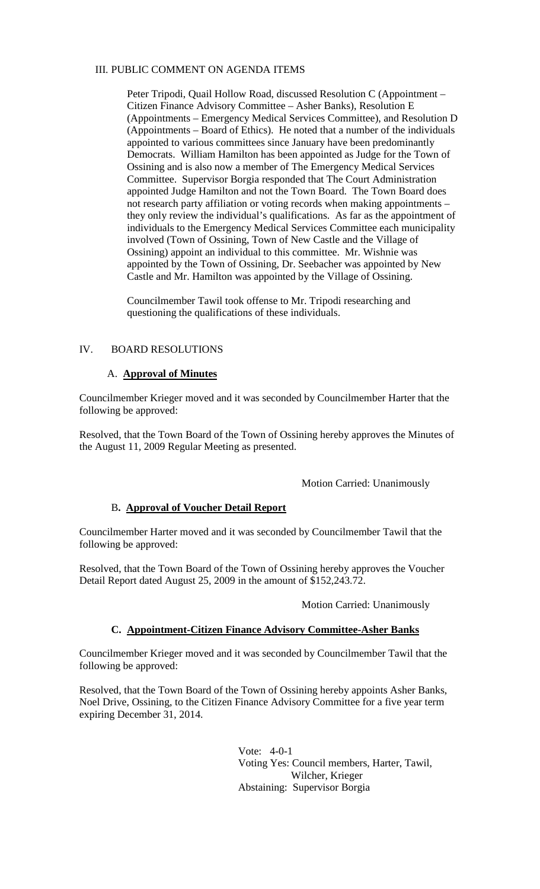## III. PUBLIC COMMENT ON AGENDA ITEMS

Peter Tripodi, Quail Hollow Road, discussed Resolution C (Appointment – Citizen Finance Advisory Committee – Asher Banks), Resolution E (Appointments – Emergency Medical Services Committee), and Resolution D (Appointments – Board of Ethics). He noted that a number of the individuals appointed to various committees since January have been predominantly Democrats. William Hamilton has been appointed as Judge for the Town of Ossining and is also now a member of The Emergency Medical Services Committee. Supervisor Borgia responded that The Court Administration appointed Judge Hamilton and not the Town Board. The Town Board does not research party affiliation or voting records when making appointments – they only review the individual's qualifications. As far as the appointment of individuals to the Emergency Medical Services Committee each municipality involved (Town of Ossining, Town of New Castle and the Village of Ossining) appoint an individual to this committee. Mr. Wishnie was appointed by the Town of Ossining, Dr. Seebacher was appointed by New Castle and Mr. Hamilton was appointed by the Village of Ossining.

Councilmember Tawil took offense to Mr. Tripodi researching and questioning the qualifications of these individuals.

## IV. BOARD RESOLUTIONS

### A. **Approval of Minutes**

Councilmember Krieger moved and it was seconded by Councilmember Harter that the following be approved:

Resolved, that the Town Board of the Town of Ossining hereby approves the Minutes of the August 11, 2009 Regular Meeting as presented.

Motion Carried: Unanimously

### B. **Approval of Voucher Detail Report**

Councilmember Harter moved and it was seconded by Councilmember Tawil that the following be approved:

Resolved, that the Town Board of the Town of Ossining hereby approves the Voucher Detail Report dated August 25, 2009 in the amount of $152,243.72.

Motion Carried: Unanimously

### **C. Appointment-Citizen Finance Advisory Committee-Asher Banks**

Councilmember Krieger moved and it was seconded by Councilmember Tawil that the following be approved:

Resolved, that the Town Board of the Town of Ossining hereby appoints Asher Banks, Noel Drive, Ossining, to the Citizen Finance Advisory Committee for a five year term expiring December 31, 2014.

Vote: 4-0-1
Voting Yes: Council members, Harter, Tawil, Wilcher, Krieger
Abstaining: Supervisor Borgia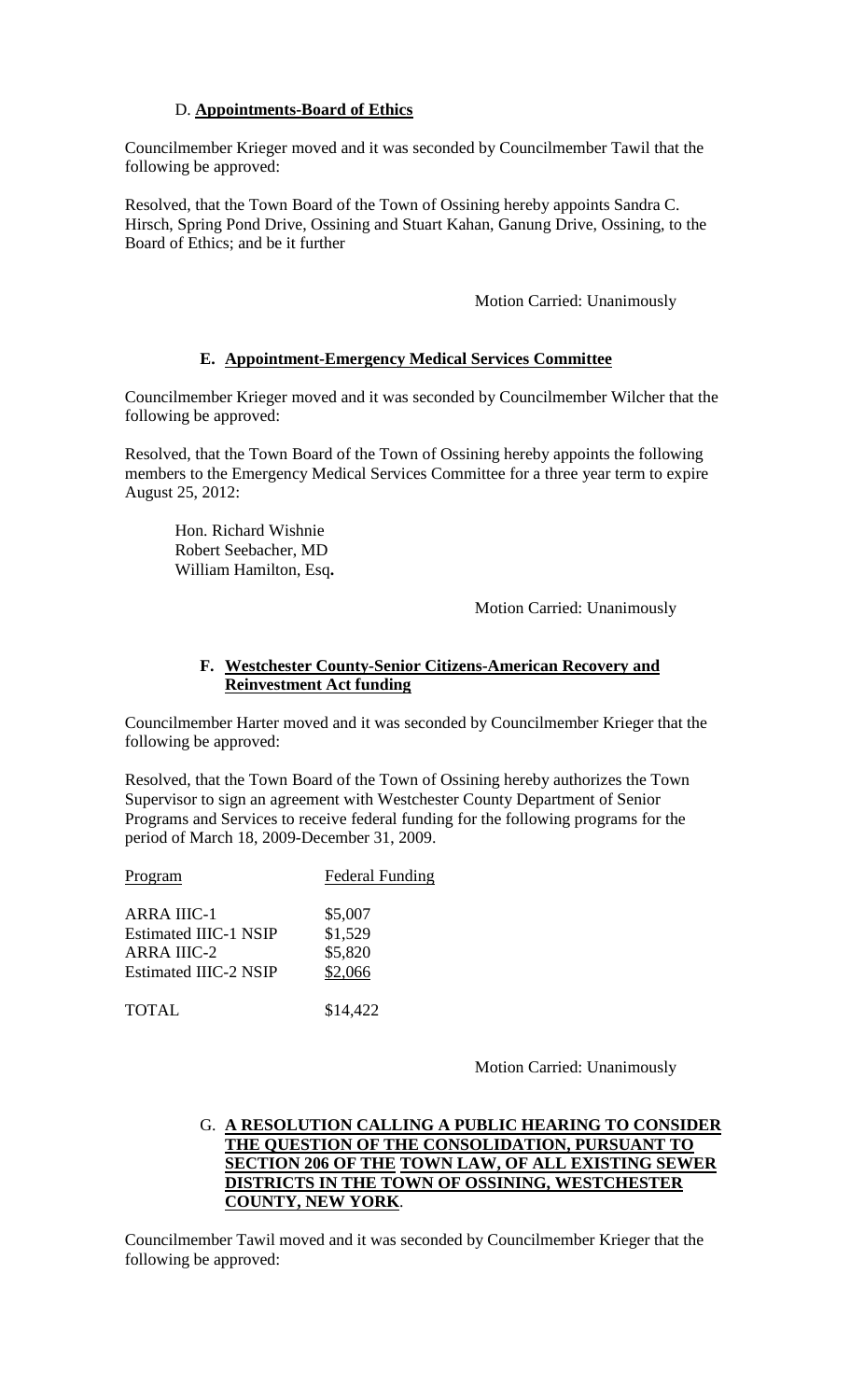### D. **Appointments-Board of Ethics**

Councilmember Krieger moved and it was seconded by Councilmember Tawil that the following be approved:

Resolved, that the Town Board of the Town of Ossining hereby appoints Sandra C. Hirsch, Spring Pond Drive, Ossining and Stuart Kahan, Ganung Drive, Ossining, to the Board of Ethics; and be it further

Motion Carried: Unanimously

### E. **Appointment-Emergency Medical Services Committee**

Councilmember Krieger moved and it was seconded by Councilmember Wilcher that the following be approved:

Resolved, that the Town Board of the Town of Ossining hereby appoints the following members to the Emergency Medical Services Committee for a three year term to expire August 25, 2012:

Hon. Richard Wishnie
Robert Seebacher, MD
William Hamilton, Esq**.**

Motion Carried: Unanimously

### F. **Westchester County-Senior Citizens-American Recovery and Reinvestment Act funding**

Councilmember Harter moved and it was seconded by Councilmember Krieger that the following be approved:

Resolved, that the Town Board of the Town of Ossining hereby authorizes the Town Supervisor to sign an agreement with Westchester County Department of Senior Programs and Services to receive federal funding for the following programs for the period of March 18, 2009-December 31, 2009.

| Program | Federal Funding |
|---|---|
| ARRA IIIC-1 | \$5,007 |
| Estimated IIIC-1 NSIP | \$1,529 |
| ARRA IIIC-2 | \$5,820 |
| Estimated IIIC-2 NSIP | \$2,066 |
| TOTAL | \$14,422 |

Motion Carried: Unanimously

### G. **A RESOLUTION CALLING A PUBLIC HEARING TO CONSIDER THE QUESTION OF THE CONSOLIDATION, PURSUANT TO SECTION 206 OF THE TOWN LAW, OF ALL EXISTING SEWER DISTRICTS IN THE TOWN OF OSSINING, WESTCHESTER COUNTY, NEW YORK**.

Councilmember Tawil moved and it was seconded by Councilmember Krieger that the following be approved: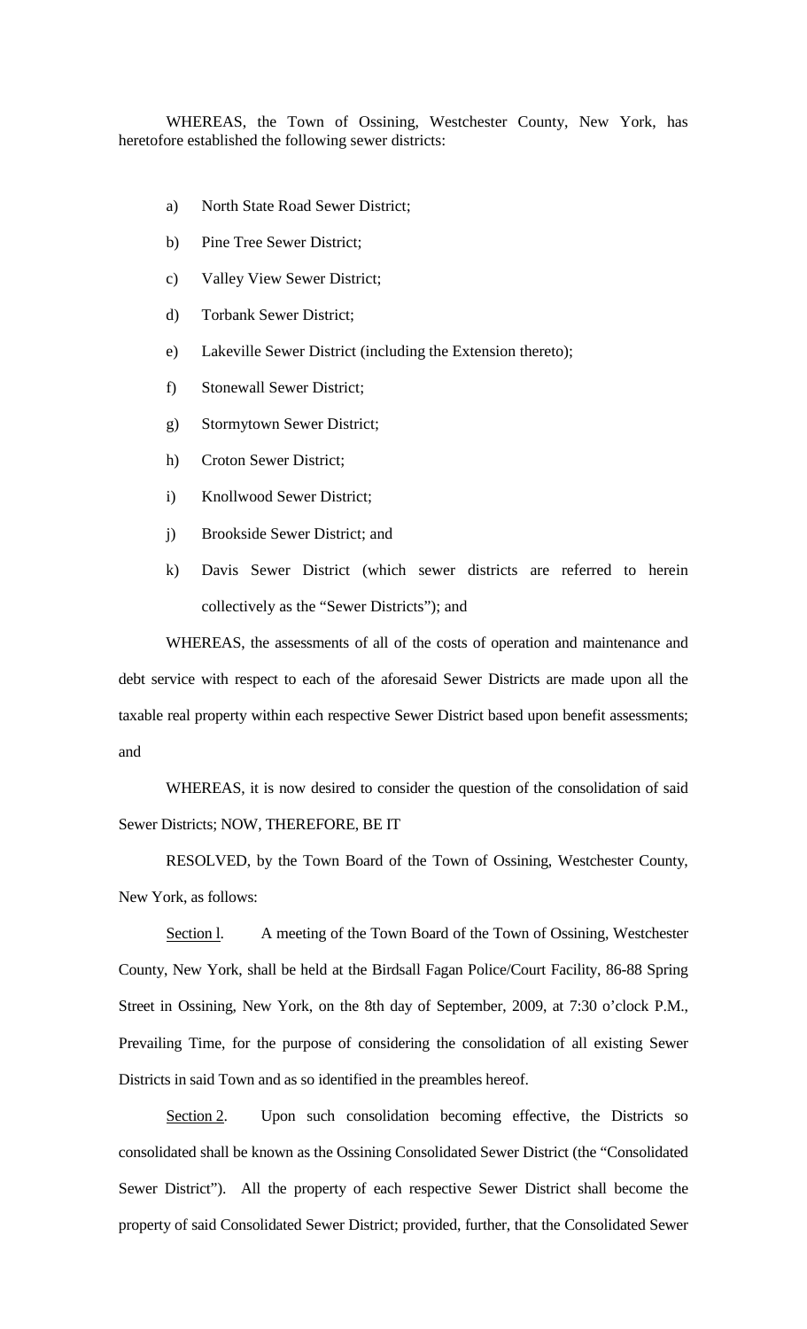WHEREAS, the Town of Ossining, Westchester County, New York, has heretofore established the following sewer districts:

a) North State Road Sewer District;

b) Pine Tree Sewer District;

c) Valley View Sewer District;

d) Torbank Sewer District;

e) Lakeville Sewer District (including the Extension thereto);

f) Stonewall Sewer District;

g) Stormytown Sewer District;

h) Croton Sewer District;

i) Knollwood Sewer District;

j) Brookside Sewer District; and

k) Davis Sewer District (which sewer districts are referred to herein collectively as the "Sewer Districts"); and

WHEREAS, the assessments of all of the costs of operation and maintenance and debt service with respect to each of the aforesaid Sewer Districts are made upon all the taxable real property within each respective Sewer District based upon benefit assessments; and

WHEREAS, it is now desired to consider the question of the consolidation of said Sewer Districts; NOW, THEREFORE, BE IT

RESOLVED, by the Town Board of the Town of Ossining, Westchester County, New York, as follows:

Section l. A meeting of the Town Board of the Town of Ossining, Westchester County, New York, shall be held at the Birdsall Fagan Police/Court Facility, 86-88 Spring Street in Ossining, New York, on the 8th day of September, 2009, at 7:30 o'clock P.M., Prevailing Time, for the purpose of considering the consolidation of all existing Sewer Districts in said Town and as so identified in the preambles hereof.

Section 2. Upon such consolidation becoming effective, the Districts so consolidated shall be known as the Ossining Consolidated Sewer District (the "Consolidated Sewer District"). All the property of each respective Sewer District shall become the property of said Consolidated Sewer District; provided, further, that the Consolidated Sewer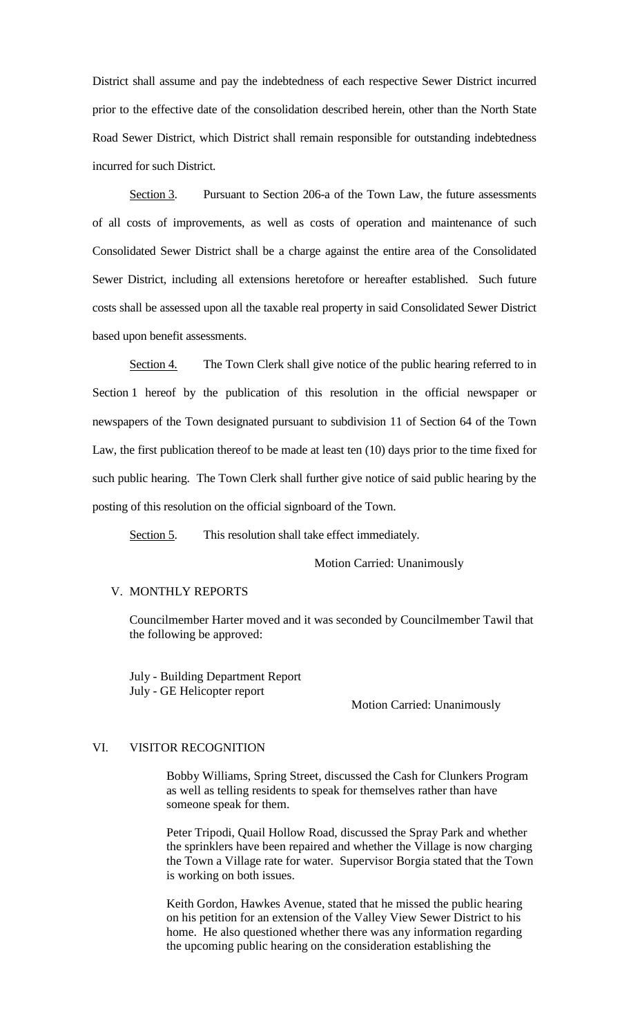District shall assume and pay the indebtedness of each respective Sewer District incurred prior to the effective date of the consolidation described herein, other than the North State Road Sewer District, which District shall remain responsible for outstanding indebtedness incurred for such District.

Section 3. Pursuant to Section 206-a of the Town Law, the future assessments of all costs of improvements, as well as costs of operation and maintenance of such Consolidated Sewer District shall be a charge against the entire area of the Consolidated Sewer District, including all extensions heretofore or hereafter established. Such future costs shall be assessed upon all the taxable real property in said Consolidated Sewer District based upon benefit assessments.

Section 4. The Town Clerk shall give notice of the public hearing referred to in Section 1 hereof by the publication of this resolution in the official newspaper or newspapers of the Town designated pursuant to subdivision 11 of Section 64 of the Town Law, the first publication thereof to be made at least ten (10) days prior to the time fixed for such public hearing. The Town Clerk shall further give notice of said public hearing by the posting of this resolution on the official signboard of the Town.

Section 5. This resolution shall take effect immediately.

Motion Carried: Unanimously

## V. MONTHLY REPORTS

Councilmember Harter moved and it was seconded by Councilmember Tawil that the following be approved:

July - Building Department Report
July - GE Helicopter report

Motion Carried: Unanimously

## VI. VISITOR RECOGNITION

Bobby Williams, Spring Street, discussed the Cash for Clunkers Program as well as telling residents to speak for themselves rather than have someone speak for them.

Peter Tripodi, Quail Hollow Road, discussed the Spray Park and whether the sprinklers have been repaired and whether the Village is now charging the Town a Village rate for water. Supervisor Borgia stated that the Town is working on both issues.

Keith Gordon, Hawkes Avenue, stated that he missed the public hearing on his petition for an extension of the Valley View Sewer District to his home. He also questioned whether there was any information regarding the upcoming public hearing on the consideration establishing the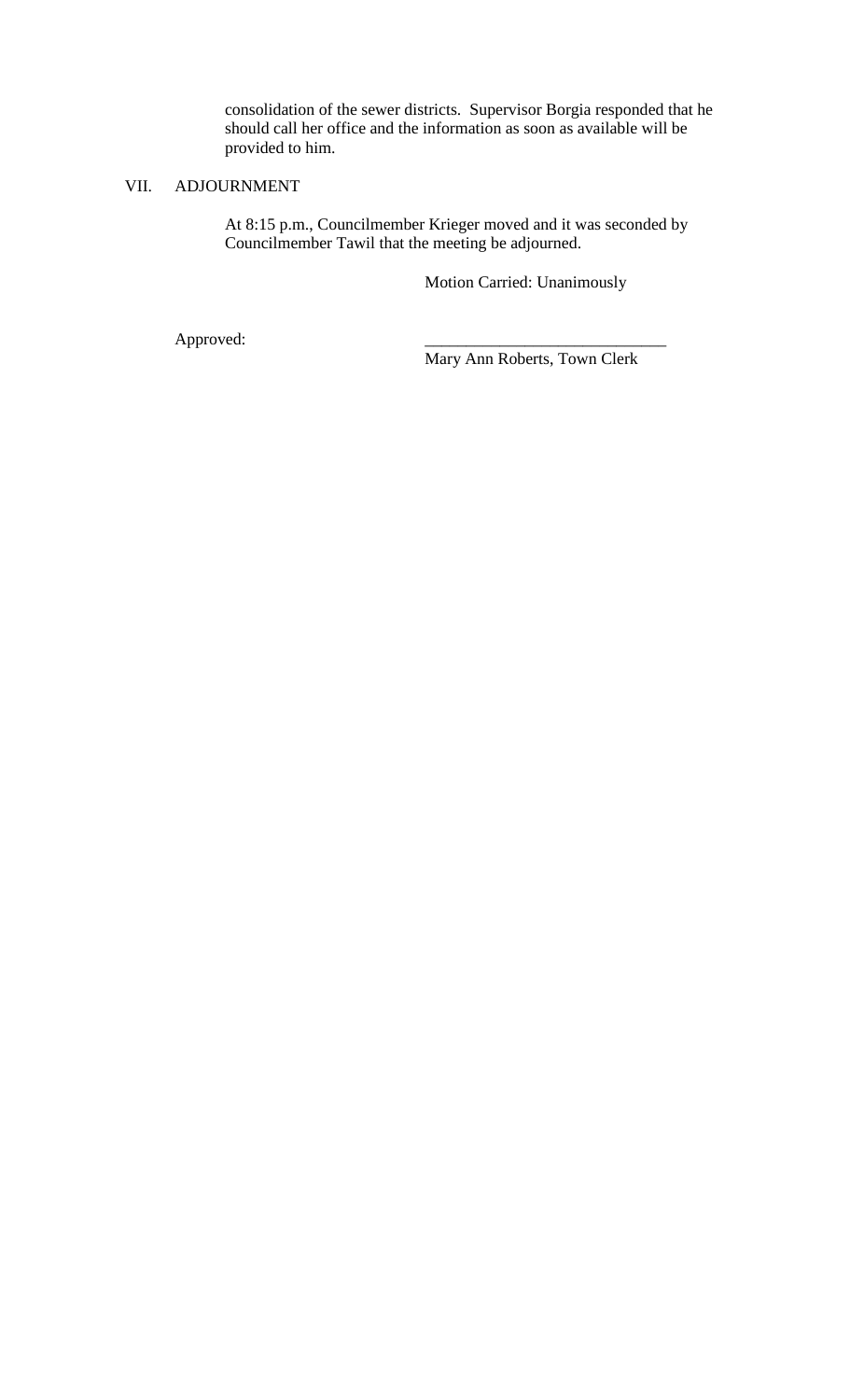consolidation of the sewer districts. Supervisor Borgia responded that he should call her office and the information as soon as available will be provided to him.

## VII. ADJOURNMENT

At 8:15 p.m., Councilmember Krieger moved and it was seconded by Councilmember Tawil that the meeting be adjourned.

Motion Carried: Unanimously

Approved: \_\_\_\_\_\_\_\_\_\_\_\_\_\_\_\_\_\_\_\_\_\_\_\_\_\_\_\_\_\_

Mary Ann Roberts, Town Clerk